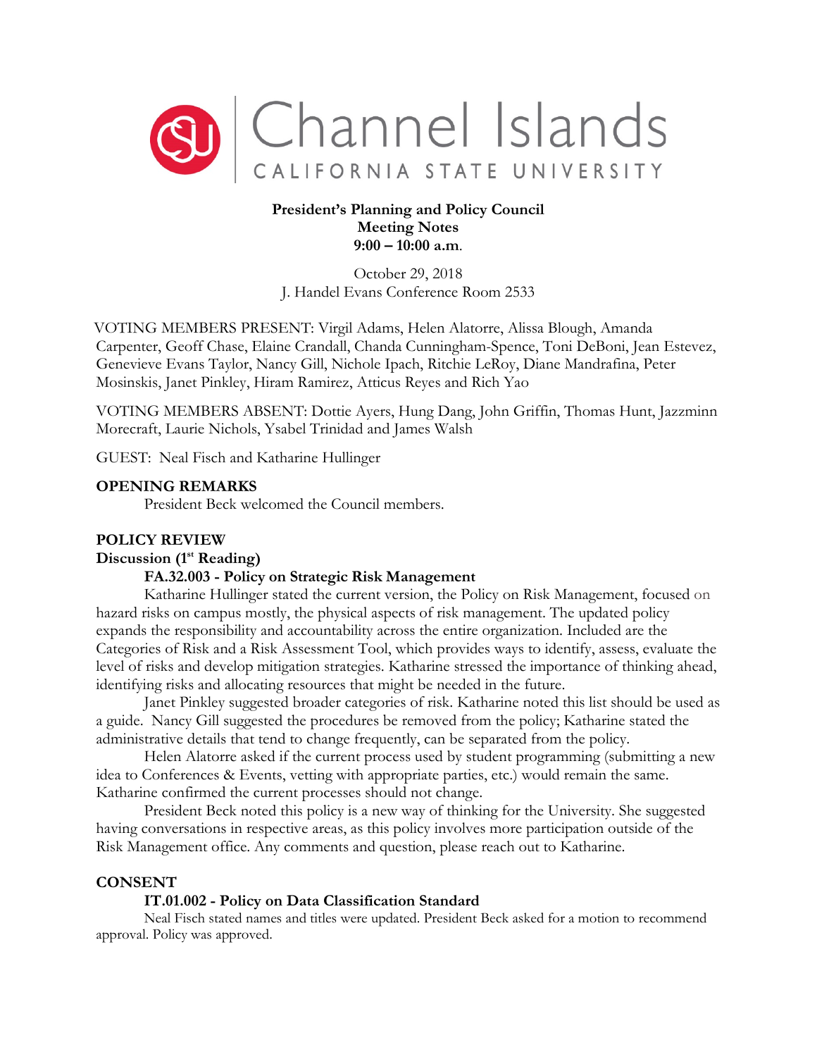Channel Islands
CALIFORNIA STATE UNIVERSITY

**President's Planning and Policy Council**
**Meeting Notes**
**9:00 – 10:00 a.m.**

October 29, 2018
J. Handel Evans Conference Room 2533

VOTING MEMBERS PRESENT: Virgil Adams, Helen Alatorre, Alissa Blough, Amanda Carpenter, Geoff Chase, Elaine Crandall, Chanda Cunningham-Spence, Toni DeBoni, Jean Estevez, Genevieve Evans Taylor, Nancy Gill, Nichole Ipach, Ritchie LeRoy, Diane Mandrafina, Peter Mosinskis, Janet Pinkley, Hiram Ramirez, Atticus Reyes and Rich Yao

VOTING MEMBERS ABSENT: Dottie Ayers, Hung Dang, John Griffin, Thomas Hunt, Jazzminn Morecraft, Laurie Nichols, Ysabel Trinidad and James Walsh

GUEST: Neal Fisch and Katharine Hullinger

## OPENING REMARKS

President Beck welcomed the Council members.

## POLICY REVIEW

### Discussion (1st Reading)

#### FA.32.003 - Policy on Strategic Risk Management

Katharine Hullinger stated the current version, the Policy on Risk Management, focused on hazard risks on campus mostly, the physical aspects of risk management. The updated policy expands the responsibility and accountability across the entire organization. Included are the Categories of Risk and a Risk Assessment Tool, which provides ways to identify, assess, evaluate the level of risks and develop mitigation strategies. Katharine stressed the importance of thinking ahead, identifying risks and allocating resources that might be needed in the future.

Janet Pinkley suggested broader categories of risk. Katharine noted this list should be used as a guide. Nancy Gill suggested the procedures be removed from the policy; Katharine stated the administrative details that tend to change frequently, can be separated from the policy.

Helen Alatorre asked if the current process used by student programming (submitting a new idea to Conferences & Events, vetting with appropriate parties, etc.) would remain the same. Katharine confirmed the current processes should not change.

President Beck noted this policy is a new way of thinking for the University. She suggested having conversations in respective areas, as this policy involves more participation outside of the Risk Management office. Any comments and question, please reach out to Katharine.

## CONSENT

#### IT.01.002 - Policy on Data Classification Standard

Neal Fisch stated names and titles were updated. President Beck asked for a motion to recommend approval. Policy was approved.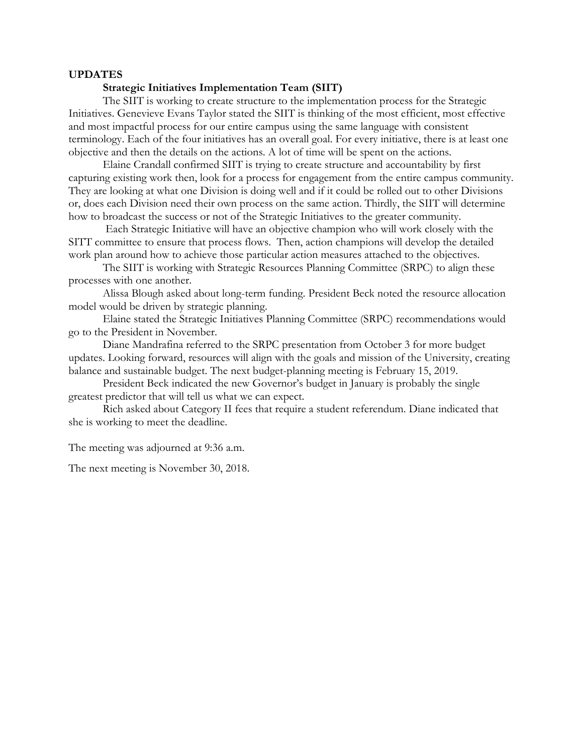**UPDATES**

**Strategic Initiatives Implementation Team (SIIT)**

The SIIT is working to create structure to the implementation process for the Strategic Initiatives. Genevieve Evans Taylor stated the SIIT is thinking of the most efficient, most effective and most impactful process for our entire campus using the same language with consistent terminology. Each of the four initiatives has an overall goal. For every initiative, there is at least one objective and then the details on the actions. A lot of time will be spent on the actions.

Elaine Crandall confirmed SIIT is trying to create structure and accountability by first capturing existing work then, look for a process for engagement from the entire campus community. They are looking at what one Division is doing well and if it could be rolled out to other Divisions or, does each Division need their own process on the same action. Thirdly, the SIIT will determine how to broadcast the success or not of the Strategic Initiatives to the greater community.

Each Strategic Initiative will have an objective champion who will work closely with the SITT committee to ensure that process flows. Then, action champions will develop the detailed work plan around how to achieve those particular action measures attached to the objectives.

The SIIT is working with Strategic Resources Planning Committee (SRPC) to align these processes with one another.

Alissa Blough asked about long-term funding. President Beck noted the resource allocation model would be driven by strategic planning.

Elaine stated the Strategic Initiatives Planning Committee (SRPC) recommendations would go to the President in November.

Diane Mandrafina referred to the SRPC presentation from October 3 for more budget updates. Looking forward, resources will align with the goals and mission of the University, creating balance and sustainable budget. The next budget-planning meeting is February 15, 2019.

President Beck indicated the new Governor's budget in January is probably the single greatest predictor that will tell us what we can expect.

Rich asked about Category II fees that require a student referendum. Diane indicated that she is working to meet the deadline.

The meeting was adjourned at 9:36 a.m.

The next meeting is November 30, 2018.